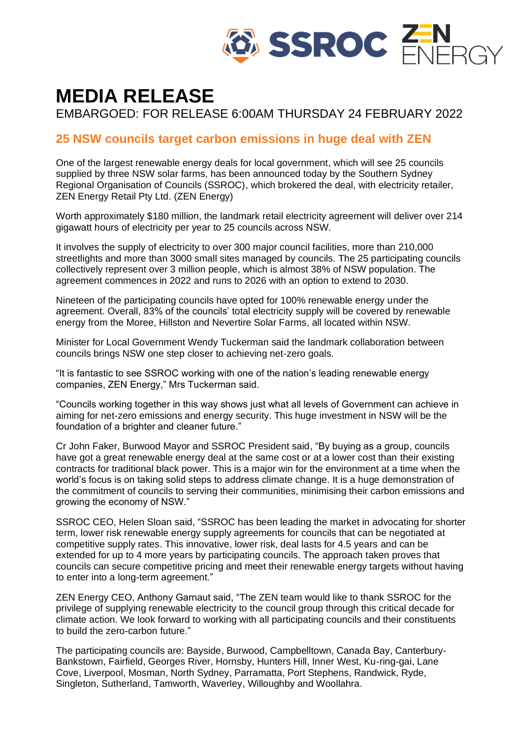# MEDIA RELEASE

EMBARGOED: FOR RELEASE 6:00AM THURSDAY 24 FEBRUARY 2022

## 25 NSW councils target carbon emissions in huge deal with ZEN

One of the largest renewable energy deals for local government, which will see 25 councils supplied by three NSW solar farms, has been announced today by the Southern Sydney Regional Organisation of Councils (SSROC), which brokered the deal, with electricity retailer, ZEN Energy Retail Pty Ltd. (ZEN Energy)

Worth approximately $180 million, the landmark retail electricity agreement will deliver over 214 gigawatt hours of electricity per year to 25 councils across NSW.

It involves the supply of electricity to over 300 major council facilities, more than 210,000 streetlights and more than 3000 small sites managed by councils. The 25 participating councils collectively represent over 3 million people, which is almost 38% of NSW population. The agreement commences in 2022 and runs to 2026 with an option to extend to 2030.

Nineteen of the participating councils have opted for 100% renewable energy under the agreement. Overall, 83% of the councils' total electricity supply will be covered by renewable energy from the Moree, Hillston and Nevertire Solar Farms, all located within NSW.

Minister for Local Government Wendy Tuckerman said the landmark collaboration between councils brings NSW one step closer to achieving net-zero goals.

"It is fantastic to see SSROC working with one of the nation's leading renewable energy companies, ZEN Energy," Mrs Tuckerman said.

"Councils working together in this way shows just what all levels of Government can achieve in aiming for net-zero emissions and energy security. This huge investment in NSW will be the foundation of a brighter and cleaner future."

Cr John Faker, Burwood Mayor and SSROC President said, "By buying as a group, councils have got a great renewable energy deal at the same cost or at a lower cost than their existing contracts for traditional black power. This is a major win for the environment at a time when the world's focus is on taking solid steps to address climate change. It is a huge demonstration of the commitment of councils to serving their communities, minimising their carbon emissions and growing the economy of NSW."

SSROC CEO, Helen Sloan said, "SSROC has been leading the market in advocating for shorter term, lower risk renewable energy supply agreements for councils that can be negotiated at competitive supply rates. This innovative, lower risk, deal lasts for 4.5 years and can be extended for up to 4 more years by participating councils. The approach taken proves that councils can secure competitive pricing and meet their renewable energy targets without having to enter into a long-term agreement."

ZEN Energy CEO, Anthony Garnaut said, "The ZEN team would like to thank SSROC for the privilege of supplying renewable electricity to the council group through this critical decade for climate action. We look forward to working with all participating councils and their constituents to build the zero-carbon future."

The participating councils are: Bayside, Burwood, Campbelltown, Canada Bay, Canterbury-Bankstown, Fairfield, Georges River, Hornsby, Hunters Hill, Inner West, Ku-ring-gai, Lane Cove, Liverpool, Mosman, North Sydney, Parramatta, Port Stephens, Randwick, Ryde, Singleton, Sutherland, Tamworth, Waverley, Willoughby and Woollahra.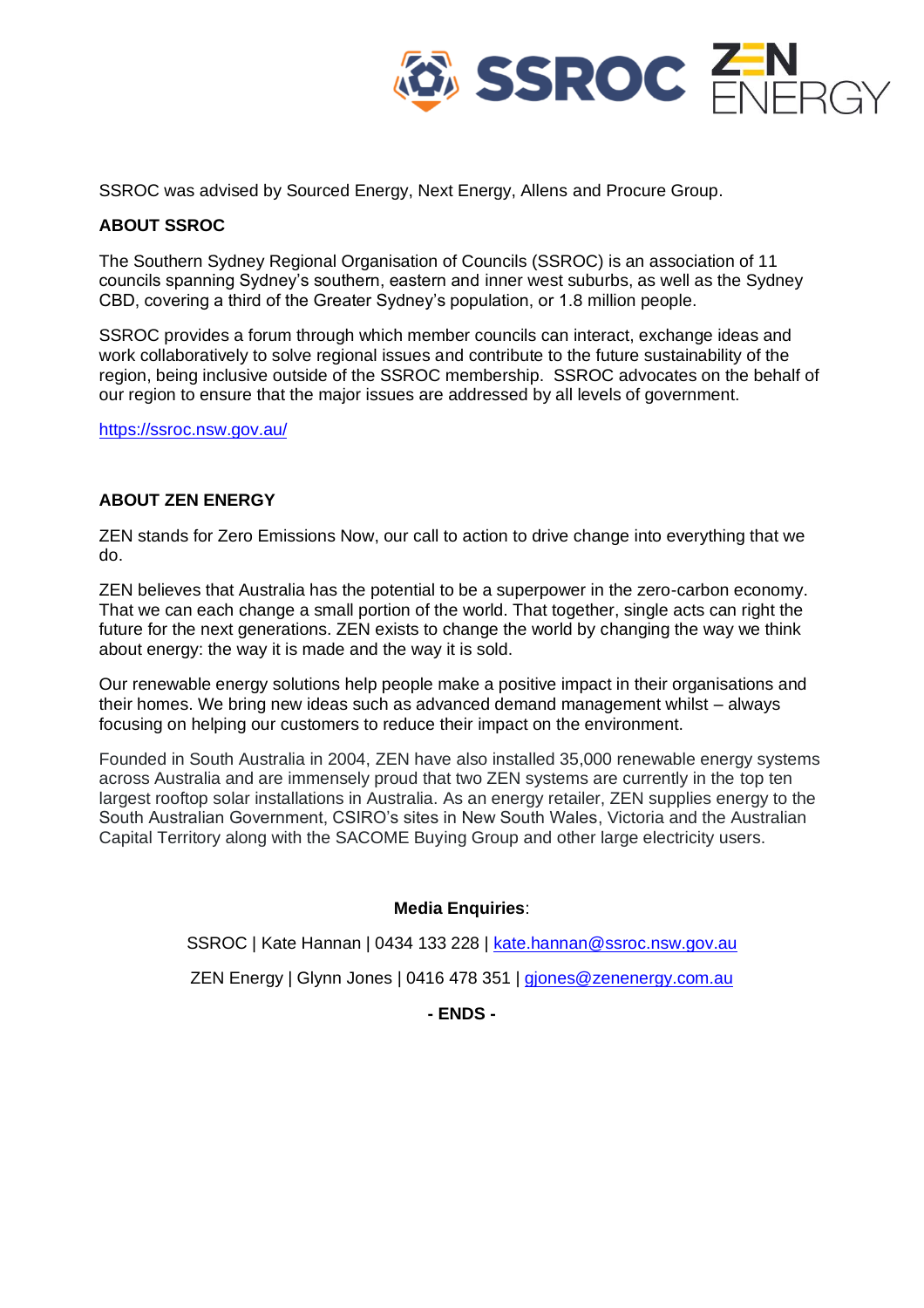SSROC was advised by Sourced Energy, Next Energy, Allens and Procure Group.

**ABOUT SSROC**

The Southern Sydney Regional Organisation of Councils (SSROC) is an association of 11 councils spanning Sydney's southern, eastern and inner west suburbs, as well as the Sydney CBD, covering a third of the Greater Sydney's population, or 1.8 million people.

SSROC provides a forum through which member councils can interact, exchange ideas and work collaboratively to solve regional issues and contribute to the future sustainability of the region, being inclusive outside of the SSROC membership. SSROC advocates on the behalf of our region to ensure that the major issues are addressed by all levels of government.

[https://ssroc.nsw.gov.au/](https://ssroc.nsw.gov.au/)

**ABOUT ZEN ENERGY**

ZEN stands for Zero Emissions Now, our call to action to drive change into everything that we do.

ZEN believes that Australia has the potential to be a superpower in the zero-carbon economy. That we can each change a small portion of the world. That together, single acts can right the future for the next generations. ZEN exists to change the world by changing the way we think about energy: the way it is made and the way it is sold.

Our renewable energy solutions help people make a positive impact in their organisations and their homes. We bring new ideas such as advanced demand management whilst – always focusing on helping our customers to reduce their impact on the environment.

Founded in South Australia in 2004, ZEN have also installed 35,000 renewable energy systems across Australia and are immensely proud that two ZEN systems are currently in the top ten largest rooftop solar installations in Australia. As an energy retailer, ZEN supplies energy to the South Australian Government, CSIRO's sites in New South Wales, Victoria and the Australian Capital Territory along with the SACOME Buying Group and other large electricity users.

**Media Enquiries**:

SSROC | Kate Hannan | 0434 133 228 | [kate.hannan@ssroc.nsw.gov.au](mailto:kate.hannan@ssroc.nsw.gov.au)

ZEN Energy | Glynn Jones | 0416 478 351 | [gjones@zenenergy.com.au](mailto:gjones@zenenergy.com.au)

**- ENDS -**